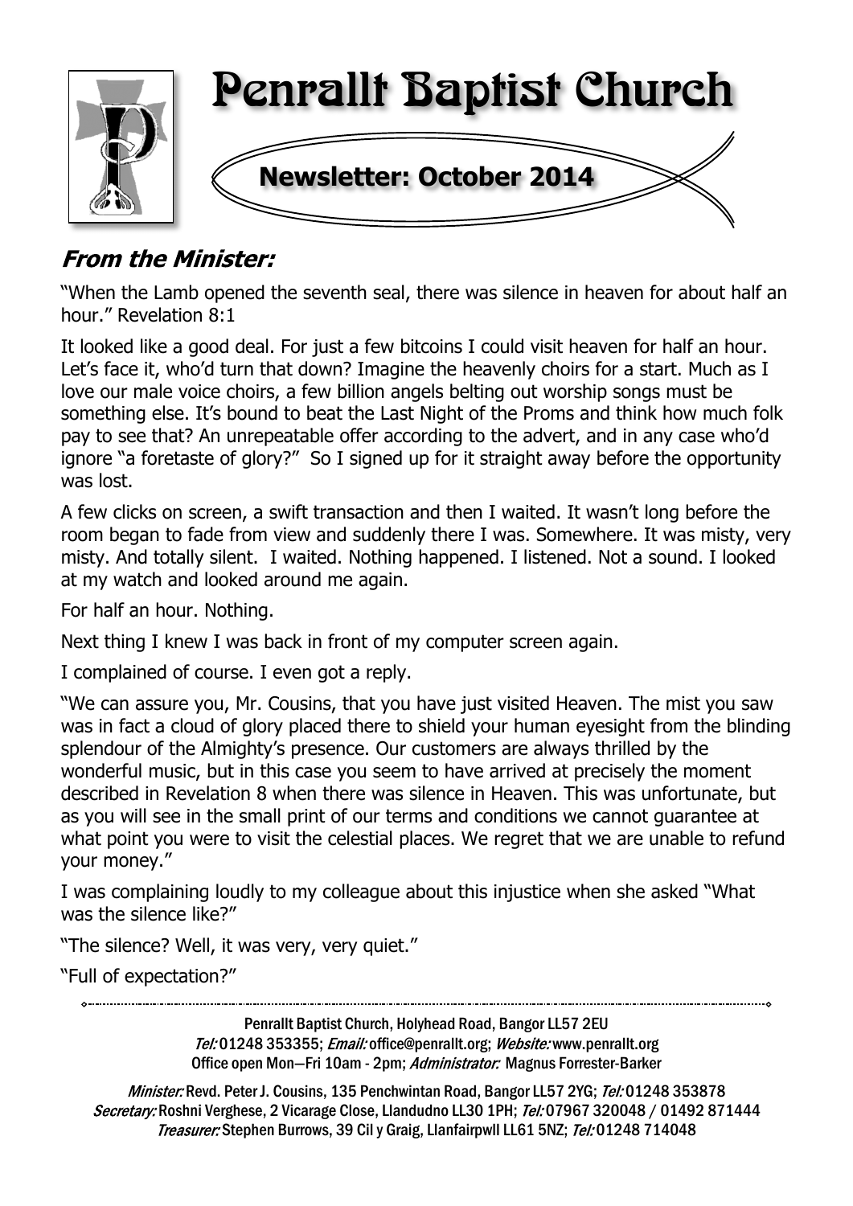# Penrallt Baptist Church

## Newsletter: October 2014

### *From the Minister:*

"When the Lamb opened the seventh seal, there was silence in heaven for about half an hour." Revelation 8:1

It looked like a good deal. For just a few bitcoins I could visit heaven for half an hour. Let's face it, who'd turn that down? Imagine the heavenly choirs for a start. Much as I love our male voice choirs, a few billion angels belting out worship songs must be something else. It's bound to beat the Last Night of the Proms and think how much folk pay to see that? An unrepeatable offer according to the advert, and in any case who'd ignore "a foretaste of glory?" So I signed up for it straight away before the opportunity was lost.

A few clicks on screen, a swift transaction and then I waited. It wasn't long before the room began to fade from view and suddenly there I was. Somewhere. It was misty, very misty. And totally silent. I waited. Nothing happened. I listened. Not a sound. I looked at my watch and looked around me again.

For half an hour. Nothing.

Next thing I knew I was back in front of my computer screen again.

I complained of course. I even got a reply.

"We can assure you, Mr. Cousins, that you have just visited Heaven. The mist you saw was in fact a cloud of glory placed there to shield your human eyesight from the blinding splendour of the Almighty's presence. Our customers are always thrilled by the wonderful music, but in this case you seem to have arrived at precisely the moment described in Revelation 8 when there was silence in Heaven. This was unfortunate, but as you will see in the small print of our terms and conditions we cannot guarantee at what point you were to visit the celestial places. We regret that we are unable to refund your money."

I was complaining loudly to my colleague about this injustice when she asked "What was the silence like?"

"The silence? Well, it was very, very quiet."

"Full of expectation?"

---

Penrallt Baptist Church, Holyhead Road, Bangor LL57 2EU
*Tel:* 01248 353355; *Email:* office@penrallt.org; *Website:* www.penrallt.org
Office open Mon—Fri 10am - 2pm; *Administrator:* Magnus Forrester-Barker

*Minister:* Revd. Peter J. Cousins, 135 Penchwintan Road, Bangor LL57 2YG; *Tel:* 01248 353878
*Secretary:* Roshni Verghese, 2 Vicarage Close, Llandudno LL30 1PH; *Tel:* 07967 320048 / 01492 871444
*Treasurer:* Stephen Burrows, 39 Cil y Graig, Llanfairpwll LL61 5NZ; *Tel:* 01248 714048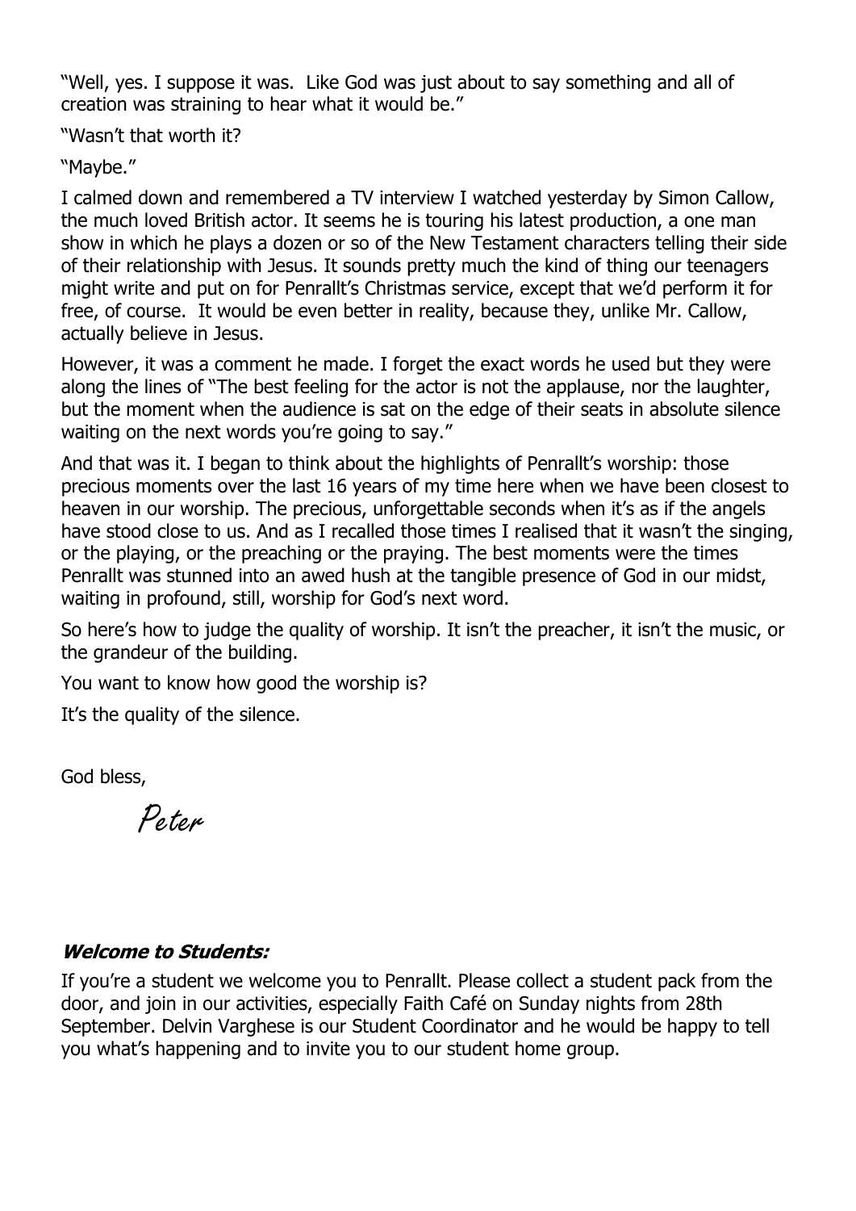"Well, yes. I suppose it was.  Like God was just about to say something and all of creation was straining to hear what it would be."

"Wasn't that worth it?

"Maybe."

I calmed down and remembered a TV interview I watched yesterday by Simon Callow, the much loved British actor. It seems he is touring his latest production, a one man show in which he plays a dozen or so of the New Testament characters telling their side of their relationship with Jesus. It sounds pretty much the kind of thing our teenagers might write and put on for Penrallt's Christmas service, except that we'd perform it for free, of course.  It would be even better in reality, because they, unlike Mr. Callow, actually believe in Jesus.

However, it was a comment he made. I forget the exact words he used but they were along the lines of "The best feeling for the actor is not the applause, nor the laughter, but the moment when the audience is sat on the edge of their seats in absolute silence waiting on the next words you're going to say."

And that was it. I began to think about the highlights of Penrallt's worship: those precious moments over the last 16 years of my time here when we have been closest to heaven in our worship. The precious, unforgettable seconds when it's as if the angels have stood close to us. And as I recalled those times I realised that it wasn't the singing, or the playing, or the preaching or the praying. The best moments were the times Penrallt was stunned into an awed hush at the tangible presence of God in our midst, waiting in profound, still, worship for God's next word.

So here's how to judge the quality of worship. It isn't the preacher, it isn't the music, or the grandeur of the building.

You want to know how good the worship is?

It's the quality of the silence.

God bless,

*Peter*

### ***Welcome to Students:***

If you're a student we welcome you to Penrallt. Please collect a student pack from the door, and join in our activities, especially Faith Café on Sunday nights from 28th September. Delvin Varghese is our Student Coordinator and he would be happy to tell you what's happening and to invite you to our student home group.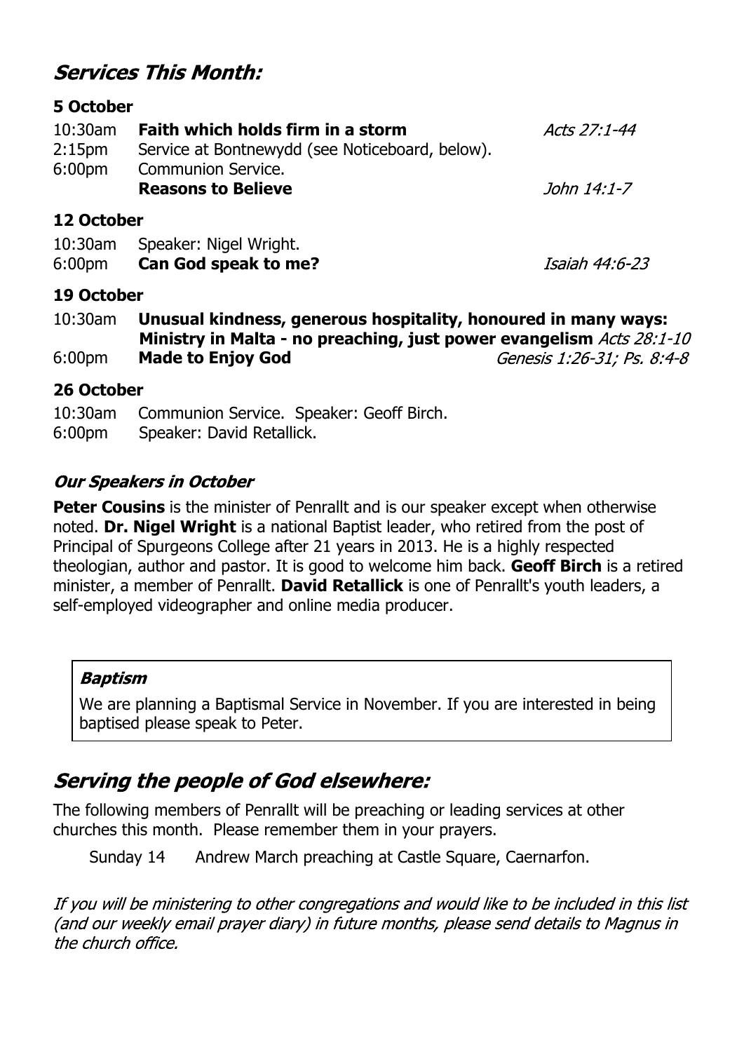## *Services This Month:*

### 5 October

| | | |
|---|---|---|
| 10:30am | **Faith which holds firm in a storm** | *Acts 27:1-44* |
| 2:15pm | Service at Bontnewydd (see Noticeboard, below). | |
| 6:00pm | Communion Service. **Reasons to Believe** | *John 14:1-7* |

### 12 October

| | | |
|---|---|---|
| 10:30am | Speaker: Nigel Wright. | |
| 6:00pm | **Can God speak to me?** | *Isaiah 44:6-23* |

### 19 October

| | | |
|---|---|---|
| 10:30am | **Unusual kindness, generous hospitality, honoured in many ways: Ministry in Malta - no preaching, just power evangelism** | *Acts 28:1-10* |
| 6:00pm | **Made to Enjoy God** | *Genesis 1:26-31; Ps. 8:4-8* |

### 26 October

| | |
|---|---|
| 10:30am | Communion Service. Speaker: Geoff Birch. |
| 6:00pm | Speaker: David Retallick. |

### *Our Speakers in October*

**Peter Cousins** is the minister of Penrallt and is our speaker except when otherwise noted. **Dr. Nigel Wright** is a national Baptist leader, who retired from the post of Principal of Spurgeons College after 21 years in 2013. He is a highly respected theologian, author and pastor. It is good to welcome him back. **Geoff Birch** is a retired minister, a member of Penrallt. **David Retallick** is one of Penrallt's youth leaders, a self-employed videographer and online media producer.

### *Baptism*

We are planning a Baptismal Service in November. If you are interested in being baptised please speak to Peter.

## *Serving the people of God elsewhere:*

The following members of Penrallt will be preaching or leading services at other churches this month. Please remember them in your prayers.

Sunday 14 Andrew March preaching at Castle Square, Caernarfon.

*If you will be ministering to other congregations and would like to be included in this list (and our weekly email prayer diary) in future months, please send details to Magnus in the church office.*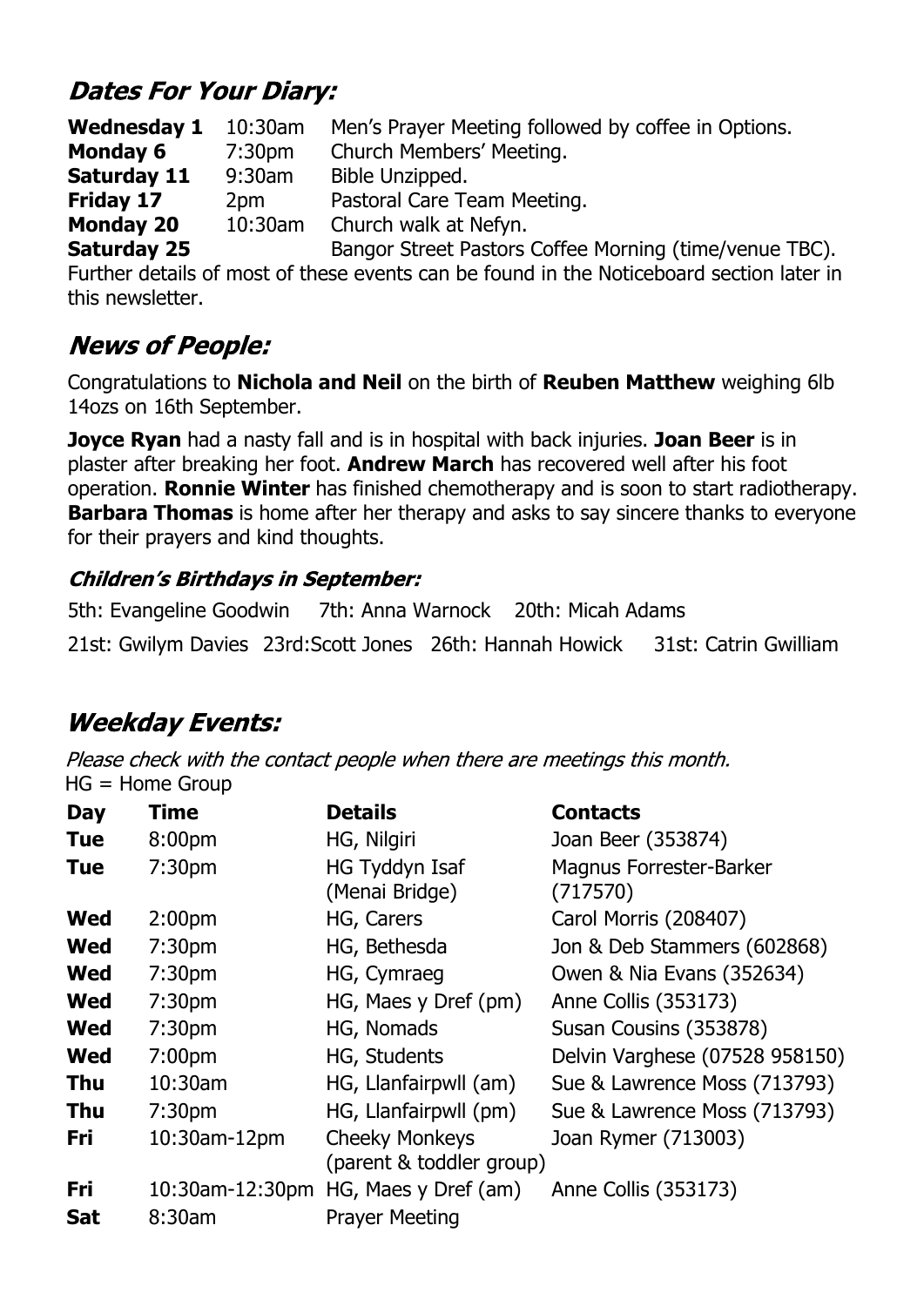## *Dates For Your Diary:*

| | | |
|---|---|---|
| **Wednesday 1** | 10:30am | Men's Prayer Meeting followed by coffee in Options. |
| **Monday 6** | 7:30pm | Church Members' Meeting. |
| **Saturday 11** | 9:30am | Bible Unzipped. |
| **Friday 17** | 2pm | Pastoral Care Team Meeting. |
| **Monday 20** | 10:30am | Church walk at Nefyn. |
| **Saturday 25** | | Bangor Street Pastors Coffee Morning (time/venue TBC). |

Further details of most of these events can be found in the Noticeboard section later in this newsletter.

## *News of People:*

Congratulations to **Nichola and Neil** on the birth of **Reuben Matthew** weighing 6lb 14ozs on 16th September.

**Joyce Ryan** had a nasty fall and is in hospital with back injuries. **Joan Beer** is in plaster after breaking her foot. **Andrew March** has recovered well after his foot operation. **Ronnie Winter** has finished chemotherapy and is soon to start radiotherapy. **Barbara Thomas** is home after her therapy and asks to say sincere thanks to everyone for their prayers and kind thoughts.

### *Children's Birthdays in September:*

5th: Evangeline Goodwin   7th: Anna Warnock   20th: Micah Adams

21st: Gwilym Davies   23rd:Scott Jones   26th: Hannah Howick   31st: Catrin Gwilliam

## *Weekday Events:*

*Please check with the contact people when there are meetings this month.*
HG = Home Group

| Day | Time | Details | Contacts |
|---|---|---|---|
| **Tue** | 8:00pm | HG, Nilgiri | Joan Beer (353874) |
| **Tue** | 7:30pm | HG Tyddyn Isaf (Menai Bridge) | Magnus Forrester-Barker (717570) |
| **Wed** | 2:00pm | HG, Carers | Carol Morris (208407) |
| **Wed** | 7:30pm | HG, Bethesda | Jon & Deb Stammers (602868) |
| **Wed** | 7:30pm | HG, Cymraeg | Owen & Nia Evans (352634) |
| **Wed** | 7:30pm | HG, Maes y Dref (pm) | Anne Collis (353173) |
| **Wed** | 7:30pm | HG, Nomads | Susan Cousins (353878) |
| **Wed** | 7:00pm | HG, Students | Delvin Varghese (07528 958150) |
| **Thu** | 10:30am | HG, Llanfairpwll (am) | Sue & Lawrence Moss (713793) |
| **Thu** | 7:30pm | HG, Llanfairpwll (pm) | Sue & Lawrence Moss (713793) |
| **Fri** | 10:30am-12pm | Cheeky Monkeys (parent & toddler group) | Joan Rymer (713003) |
| **Fri** | 10:30am-12:30pm | HG, Maes y Dref (am) | Anne Collis (353173) |
| **Sat** | 8:30am | Prayer Meeting | |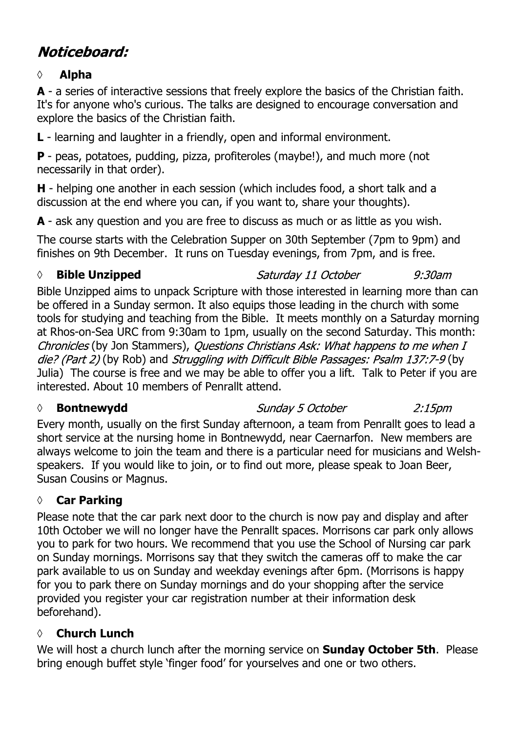# *Noticeboard:*

◊ **Alpha**

**A** - a series of interactive sessions that freely explore the basics of the Christian faith. It's for anyone who's curious. The talks are designed to encourage conversation and explore the basics of the Christian faith.

**L** - learning and laughter in a friendly, open and informal environment.

**P** - peas, potatoes, pudding, pizza, profiteroles (maybe!), and much more (not necessarily in that order).

**H** - helping one another in each session (which includes food, a short talk and a discussion at the end where you can, if you want to, share your thoughts).

**A** - ask any question and you are free to discuss as much or as little as you wish.

The course starts with the Celebration Supper on 30th September (7pm to 9pm) and finishes on 9th December. It runs on Tuesday evenings, from 7pm, and is free.

◊ **Bible Unzipped** *Saturday 11 October* *9:30am*

Bible Unzipped aims to unpack Scripture with those interested in learning more than can be offered in a Sunday sermon. It also equips those leading in the church with some tools for studying and teaching from the Bible. It meets monthly on a Saturday morning at Rhos-on-Sea URC from 9:30am to 1pm, usually on the second Saturday. This month: *Chronicles* (by Jon Stammers), *Questions Christians Ask: What happens to me when I die? (Part 2)* (by Rob) and *Struggling with Difficult Bible Passages: Psalm 137:7-9* (by Julia) The course is free and we may be able to offer you a lift. Talk to Peter if you are interested. About 10 members of Penrallt attend.

◊ **Bontnewydd** *Sunday 5 October* *2:15pm*

Every month, usually on the first Sunday afternoon, a team from Penrallt goes to lead a short service at the nursing home in Bontnewydd, near Caernarfon. New members are always welcome to join the team and there is a particular need for musicians and Welsh-speakers. If you would like to join, or to find out more, please speak to Joan Beer, Susan Cousins or Magnus.

◊ **Car Parking**

Please note that the car park next door to the church is now pay and display and after 10th October we will no longer have the Penrallt spaces. Morrisons car park only allows you to park for two hours. We recommend that you use the School of Nursing car park on Sunday mornings. Morrisons say that they switch the cameras off to make the car park available to us on Sunday and weekday evenings after 6pm. (Morrisons is happy for you to park there on Sunday mornings and do your shopping after the service provided you register your car registration number at their information desk beforehand).

◊ **Church Lunch**

We will host a church lunch after the morning service on **Sunday October 5th**. Please bring enough buffet style 'finger food' for yourselves and one or two others.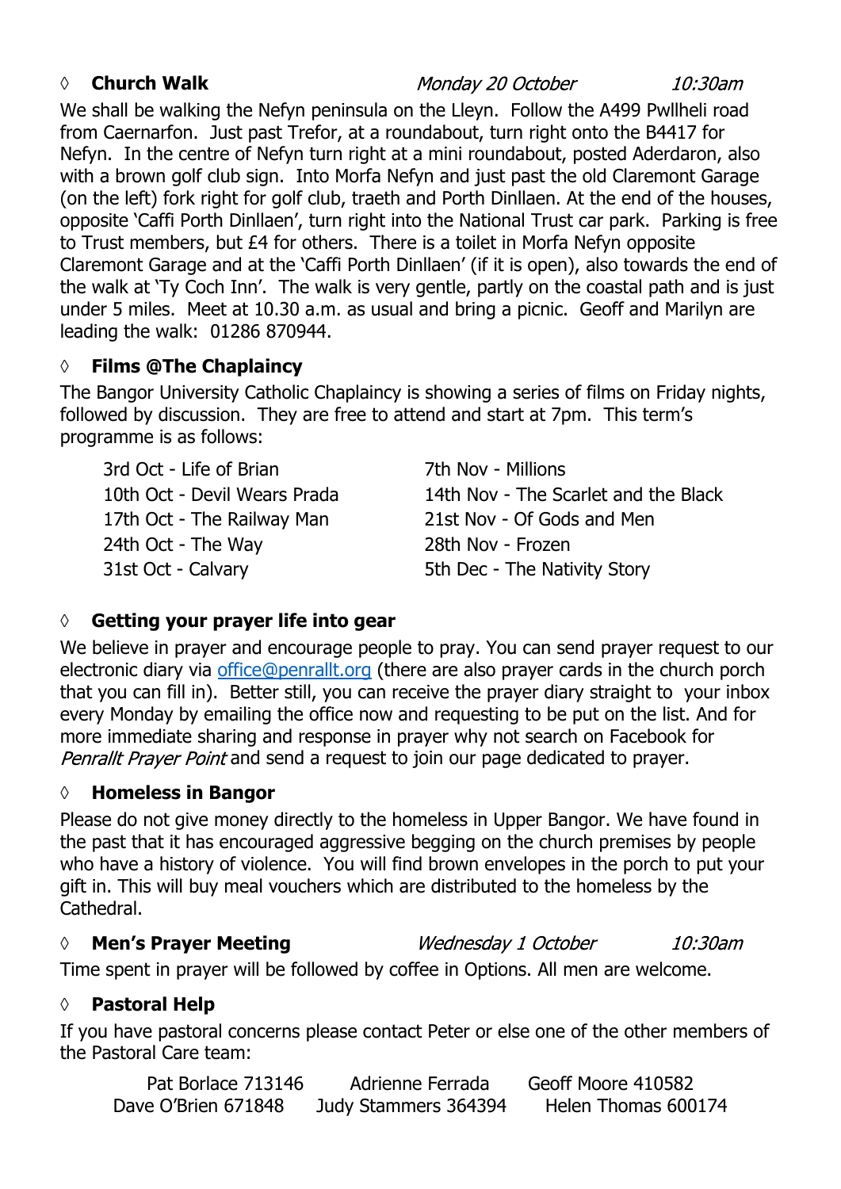◊ **Church Walk** *Monday 20 October* *10:30am*

We shall be walking the Nefyn peninsula on the Lleyn. Follow the A499 Pwllheli road from Caernarfon. Just past Trefor, at a roundabout, turn right onto the B4417 for Nefyn. In the centre of Nefyn turn right at a mini roundabout, posted Aderdaron, also with a brown golf club sign. Into Morfa Nefyn and just past the old Claremont Garage (on the left) fork right for golf club, traeth and Porth Dinllaen. At the end of the houses, opposite 'Caffi Porth Dinllaen', turn right into the National Trust car park. Parking is free to Trust members, but £4 for others. There is a toilet in Morfa Nefyn opposite Claremont Garage and at the 'Caffi Porth Dinllaen' (if it is open), also towards the end of the walk at 'Ty Coch Inn'. The walk is very gentle, partly on the coastal path and is just under 5 miles. Meet at 10.30 a.m. as usual and bring a picnic. Geoff and Marilyn are leading the walk: 01286 870944.

◊ **Films @The Chaplaincy**

The Bangor University Catholic Chaplaincy is showing a series of films on Friday nights, followed by discussion. They are free to attend and start at 7pm. This term's programme is as follows:

- 3rd Oct - Life of Brian
- 10th Oct - Devil Wears Prada
- 17th Oct - The Railway Man
- 24th Oct - The Way
- 31st Oct - Calvary
- 7th Nov - Millions
- 14th Nov - The Scarlet and the Black
- 21st Nov - Of Gods and Men
- 28th Nov - Frozen
- 5th Dec - The Nativity Story

◊ **Getting your prayer life into gear**

We believe in prayer and encourage people to pray. You can send prayer request to our electronic diary via office@penrallt.org (there are also prayer cards in the church porch that you can fill in). Better still, you can receive the prayer diary straight to your inbox every Monday by emailing the office now and requesting to be put on the list. And for more immediate sharing and response in prayer why not search on Facebook for *Penrallt Prayer Point* and send a request to join our page dedicated to prayer.

◊ **Homeless in Bangor**

Please do not give money directly to the homeless in Upper Bangor. We have found in the past that it has encouraged aggressive begging on the church premises by people who have a history of violence. You will find brown envelopes in the porch to put your gift in. This will buy meal vouchers which are distributed to the homeless by the Cathedral.

◊ **Men's Prayer Meeting** *Wednesday 1 October* *10:30am*

Time spent in prayer will be followed by coffee in Options. All men are welcome.

◊ **Pastoral Help**

If you have pastoral concerns please contact Peter or else one of the other members of the Pastoral Care team:

Pat Borlace 713146    Adrienne Ferrada    Geoff Moore 410582
Dave O'Brien 671848    Judy Stammers 364394    Helen Thomas 600174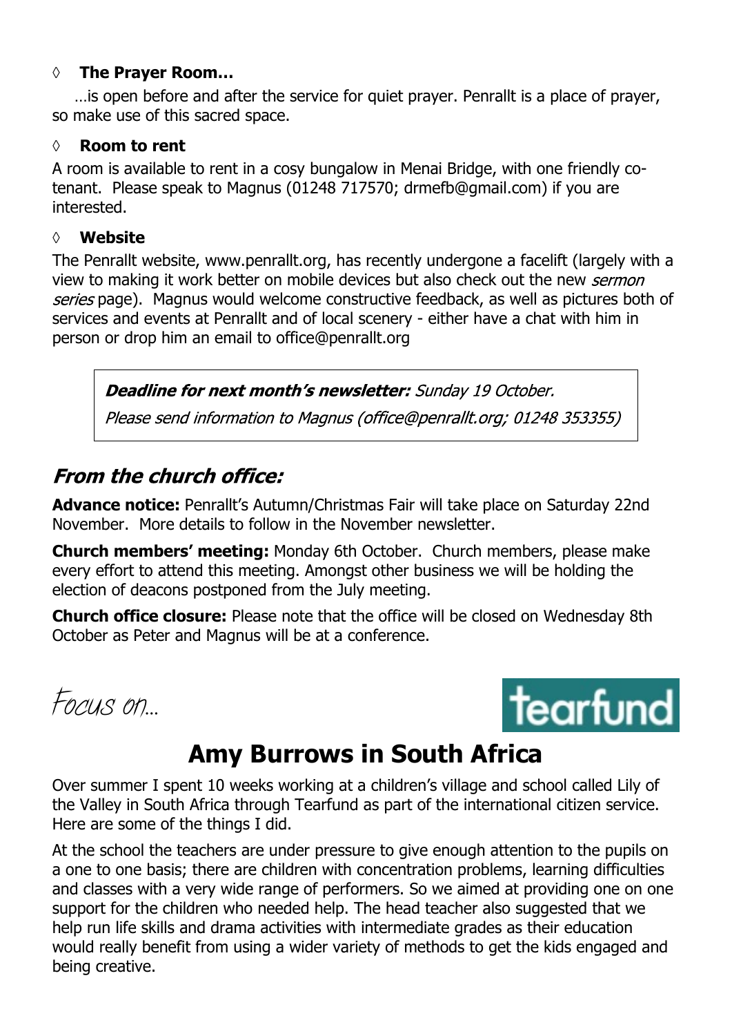◊ **The Prayer Room…**

…is open before and after the service for quiet prayer. Penrallt is a place of prayer, so make use of this sacred space.

◊ **Room to rent**

A room is available to rent in a cosy bungalow in Menai Bridge, with one friendly co-tenant. Please speak to Magnus (01248 717570; drmefb@gmail.com) if you are interested.

◊ **Website**

The Penrallt website, www.penrallt.org, has recently undergone a facelift (largely with a view to making it work better on mobile devices but also check out the new *sermon series* page). Magnus would welcome constructive feedback, as well as pictures both of services and events at Penrallt and of local scenery - either have a chat with him in person or drop him an email to office@penrallt.org

> ***Deadline for next month's newsletter:*** *Sunday 19 October.*
>
> *Please send information to Magnus (office@penrallt.org; 01248 353355)*

## *From the church office:*

**Advance notice:** Penrallt's Autumn/Christmas Fair will take place on Saturday 22nd November. More details to follow in the November newsletter.

**Church members' meeting:** Monday 6th October. Church members, please make every effort to attend this meeting. Amongst other business we will be holding the election of deacons postponed from the July meeting.

**Church office closure:** Please note that the office will be closed on Wednesday 8th October as Peter and Magnus will be at a conference.

*Focus on…*

tearfund

# Amy Burrows in South Africa

Over summer I spent 10 weeks working at a children's village and school called Lily of the Valley in South Africa through Tearfund as part of the international citizen service. Here are some of the things I did.

At the school the teachers are under pressure to give enough attention to the pupils on a one to one basis; there are children with concentration problems, learning difficulties and classes with a very wide range of performers. So we aimed at providing one on one support for the children who needed help. The head teacher also suggested that we help run life skills and drama activities with intermediate grades as their education would really benefit from using a wider variety of methods to get the kids engaged and being creative.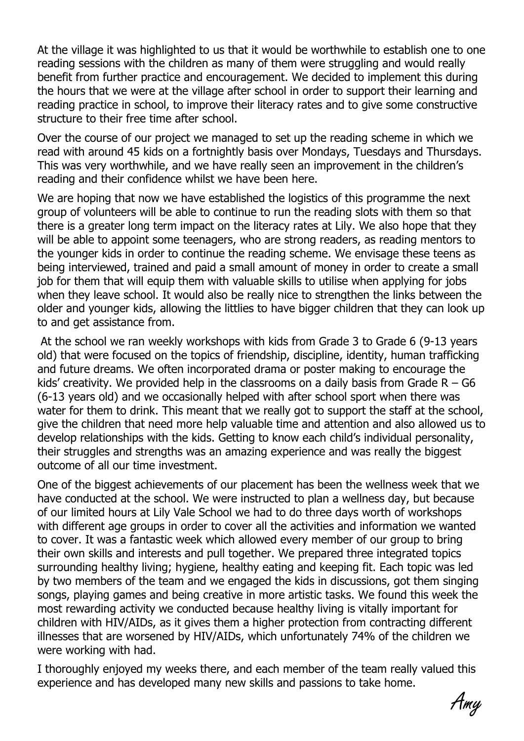At the village it was highlighted to us that it would be worthwhile to establish one to one reading sessions with the children as many of them were struggling and would really benefit from further practice and encouragement. We decided to implement this during the hours that we were at the village after school in order to support their learning and reading practice in school, to improve their literacy rates and to give some constructive structure to their free time after school.

Over the course of our project we managed to set up the reading scheme in which we read with around 45 kids on a fortnightly basis over Mondays, Tuesdays and Thursdays. This was very worthwhile, and we have really seen an improvement in the children's reading and their confidence whilst we have been here.

We are hoping that now we have established the logistics of this programme the next group of volunteers will be able to continue to run the reading slots with them so that there is a greater long term impact on the literacy rates at Lily. We also hope that they will be able to appoint some teenagers, who are strong readers, as reading mentors to the younger kids in order to continue the reading scheme. We envisage these teens as being interviewed, trained and paid a small amount of money in order to create a small job for them that will equip them with valuable skills to utilise when applying for jobs when they leave school. It would also be really nice to strengthen the links between the older and younger kids, allowing the littlies to have bigger children that they can look up to and get assistance from.

At the school we ran weekly workshops with kids from Grade 3 to Grade 6 (9-13 years old) that were focused on the topics of friendship, discipline, identity, human trafficking and future dreams. We often incorporated drama or poster making to encourage the kids' creativity. We provided help in the classrooms on a daily basis from Grade R – G6 (6-13 years old) and we occasionally helped with after school sport when there was water for them to drink. This meant that we really got to support the staff at the school, give the children that need more help valuable time and attention and also allowed us to develop relationships with the kids. Getting to know each child's individual personality, their struggles and strengths was an amazing experience and was really the biggest outcome of all our time investment.

One of the biggest achievements of our placement has been the wellness week that we have conducted at the school. We were instructed to plan a wellness day, but because of our limited hours at Lily Vale School we had to do three days worth of workshops with different age groups in order to cover all the activities and information we wanted to cover. It was a fantastic week which allowed every member of our group to bring their own skills and interests and pull together. We prepared three integrated topics surrounding healthy living; hygiene, healthy eating and keeping fit. Each topic was led by two members of the team and we engaged the kids in discussions, got them singing songs, playing games and being creative in more artistic tasks. We found this week the most rewarding activity we conducted because healthy living is vitally important for children with HIV/AIDs, as it gives them a higher protection from contracting different illnesses that are worsened by HIV/AIDs, which unfortunately 74% of the children we were working with had.

I thoroughly enjoyed my weeks there, and each member of the team really valued this experience and has developed many new skills and passions to take home.

*Amy*